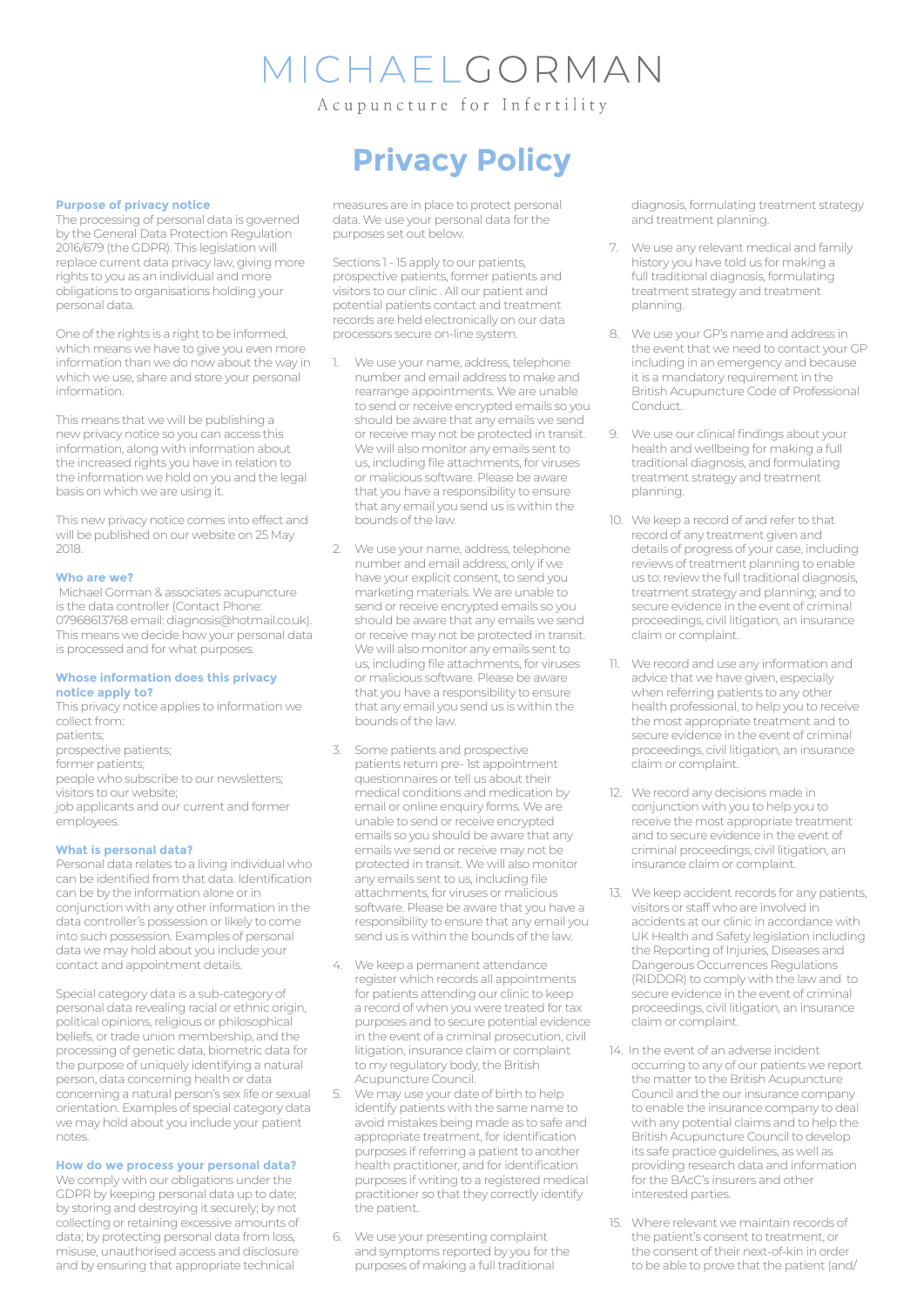# MICHAELGORMAN

Acupuncture for Infertility

# Privacy Policy

### Purpose of privacy notice

The processing of personal data is governed by the General Data Protection Regulation 2016/679 (the GDPR). This legislation will replace current data privacy law, giving more rights to you as an individual and more obligations to organisations holding your personal data.

One of the rights is a right to be informed, which means we have to give you even more information than we do now about the way in which we use, share and store your personal information.

This means that we will be publishing a new privacy notice so you can access this information, along with information about the increased rights you have in relation to the information we hold on you and the legal basis on which we are using it.

This new privacy notice comes into effect and will be published on our website on 25 May 2018.

### Who are we?

Michael Gorman & associates acupuncture is the data controller (Contact Phone: 07968613768 email: diagnosis@hotmail.co.uk). This means we decide how your personal data is processed and for what purposes.

### Whose information does this privacy notice apply to?

This privacy notice applies to information we collect from:
patients;
prospective patients;
former patients;
people who subscribe to our newsletters;
visitors to our website;
job applicants and our current and former employees.

### What is personal data?

Personal data relates to a living individual who can be identified from that data. Identification can be by the information alone or in conjunction with any other information in the data controller's possession or likely to come into such possession. Examples of personal data we may hold about you include your contact and appointment details.

Special category data is a sub-category of personal data revealing racial or ethnic origin, political opinions, religious or philosophical beliefs, or trade union membership, and the processing of genetic data, biometric data for the purpose of uniquely identifying a natural person, data concerning health or data concerning a natural person's sex life or sexual orientation. Examples of special category data we may hold about you include your patient notes.

### How do we process your personal data?

We comply with our obligations under the GDPR by keeping personal data up to date; by storing and destroying it securely; by not collecting or retaining excessive amounts of data; by protecting personal data from loss, misuse, unauthorised access and disclosure and by ensuring that appropriate technical measures are in place to protect personal data. We use your personal data for the purposes set out below.

Sections 1 - 15 apply to our patients, prospective patients, former patients and visitors to our clinic . All our patient and potential patients contact and treatment records are held electronically on our data processors secure on-line system.

1. We use your name, address, telephone number and email address to make and rearrange appointments. We are unable to send or receive encrypted emails so you should be aware that any emails we send or receive may not be protected in transit. We will also monitor any emails sent to us, including file attachments, for viruses or malicious software. Please be aware that you have a responsibility to ensure that any email you send us is within the bounds of the law.

2. We use your name, address, telephone number and email address, only if we have your explicit consent, to send you marketing materials. We are unable to send or receive encrypted emails so you should be aware that any emails we send or receive may not be protected in transit. We will also monitor any emails sent to us, including file attachments, for viruses or malicious software. Please be aware that you have a responsibility to ensure that any email you send us is within the bounds of the law.

3. Some patients and prospective patients return pre- 1st appointment questionnaires or tell us about their medical conditions and medication by email or online enquiry forms. We are unable to send or receive encrypted emails so you should be aware that any emails we send or receive may not be protected in transit. We will also monitor any emails sent to us, including file attachments, for viruses or malicious software. Please be aware that you have a responsibility to ensure that any email you send us is within the bounds of the law.

4. We keep a permanent attendance register which records all appointments for patients attending our clinic to keep a record of when you were treated for tax purposes and to secure potential evidence in the event of a criminal prosecution, civil litigation, insurance claim or complaint to my regulatory body, the British Acupuncture Council.

5. We may use your date of birth to help identify patients with the same name to avoid mistakes being made as to safe and appropriate treatment, for identification purposes if referring a patient to another health practitioner, and for identification purposes if writing to a registered medical practitioner so that they correctly identify the patient.

6. We use your presenting complaint and symptoms reported by you for the purposes of making a full traditional diagnosis, formulating treatment strategy and treatment planning.

7. We use any relevant medical and family history you have told us for making a full traditional diagnosis, formulating treatment strategy and treatment planning.

8. We use your GP's name and address in the event that we need to contact your GP including in an emergency and because it is a mandatory requirement in the British Acupuncture Code of Professional Conduct.

9. We use our clinical findings about your health and wellbeing for making a full traditional diagnosis, and formulating treatment strategy and treatment planning.

10. We keep a record of and refer to that record of any treatment given and details of progress of your case, including reviews of treatment planning to enable us to: review the full traditional diagnosis, treatment strategy and planning; and to secure evidence in the event of criminal proceedings, civil litigation, an insurance claim or complaint.

11. We record and use any information and advice that we have given, especially when referring patients to any other health professional, to help you to receive the most appropriate treatment and to secure evidence in the event of criminal proceedings, civil litigation, an insurance claim or complaint.

12. We record any decisions made in conjunction with you to help you to receive the most appropriate treatment and to secure evidence in the event of criminal proceedings, civil litigation, an insurance claim or complaint.

13. We keep accident records for any patients, visitors or staff who are involved in accidents at our clinic in accordance with UK Health and Safety legislation including the Reporting of Injuries, Diseases and Dangerous Occurrences Regulations (RIDDOR) to comply with the law and to secure evidence in the event of criminal proceedings, civil litigation, an insurance claim or complaint.

14. In the event of an adverse incident occurring to any of our patients we report the matter to the British Acupuncture Council and the our insurance company to enable the insurance company to deal with any potential claims and to help the British Acupuncture Council to develop its safe practice guidelines, as well as providing research data and information for the BAcC's insurers and other interested parties.

15. Where relevant we maintain records of the patient's consent to treatment, or the consent of their next-of-kin in order to be able to prove that the patient (and/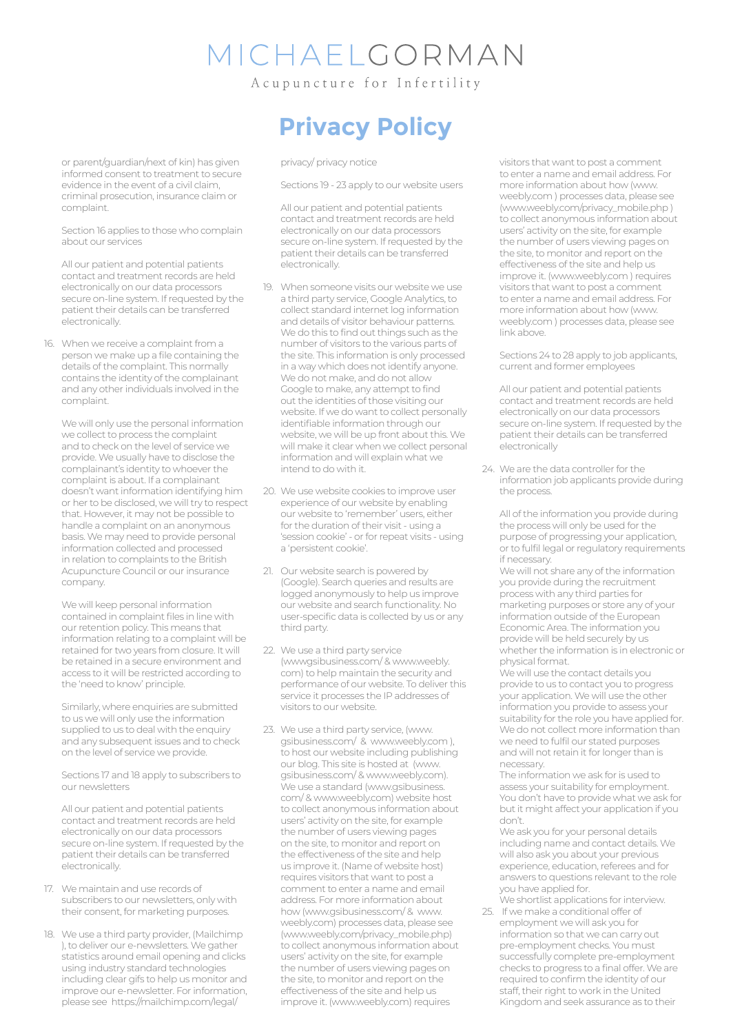# Privacy Policy

or parent/guardian/next of kin) has given informed consent to treatment to secure evidence in the event of a civil claim, criminal prosecution, insurance claim or complaint.

Section 16 applies to those who complain about our services

All our patient and potential patients contact and treatment records are held electronically on our data processors secure on-line system. If requested by the patient their details can be transferred electronically.

16. When we receive a complaint from a person we make up a file containing the details of the complaint. This normally contains the identity of the complainant and any other individuals involved in the complaint.

    We will only use the personal information we collect to process the complaint and to check on the level of service we provide. We usually have to disclose the complainant's identity to whoever the complaint is about. If a complainant doesn't want information identifying him or her to be disclosed, we will try to respect that. However, it may not be possible to handle a complaint on an anonymous basis. We may need to provide personal information collected and processed in relation to complaints to the British Acupuncture Council or our insurance company.

    We will keep personal information contained in complaint files in line with our retention policy. This means that information relating to a complaint will be retained for two years from closure. It will be retained in a secure environment and access to it will be restricted according to the 'need to know' principle.

    Similarly, where enquiries are submitted to us we will only use the information supplied to us to deal with the enquiry and any subsequent issues and to check on the level of service we provide.

Sections 17 and 18 apply to subscribers to our newsletters

All our patient and potential patients contact and treatment records are held electronically on our data processors secure on-line system. If requested by the patient their details can be transferred electronically.

17. We maintain and use records of subscribers to our newsletters, only with their consent, for marketing purposes.

18. We use a third party provider, (Mailchimp ), to deliver our e-newsletters. We gather statistics around email opening and clicks using industry standard technologies including clear gifs to help us monitor and improve our e-newsletter. For information, please see https://mailchimp.com/legal/privacy/ privacy notice

Sections 19 - 23 apply to our website users

All our patient and potential patients contact and treatment records are held electronically on our data processors secure on-line system. If requested by the patient their details can be transferred electronically.

19. When someone visits our website we use a third party service, Google Analytics, to collect standard internet log information and details of visitor behaviour patterns. We do this to find out things such as the number of visitors to the various parts of the site. This information is only processed in a way which does not identify anyone. We do not make, and do not allow Google to make, any attempt to find out the identities of those visiting our website. If we do want to collect personally identifiable information through our website, we will be up front about this. We will make it clear when we collect personal information and will explain what we intend to do with it.

20. We use website cookies to improve user experience of our website by enabling our website to 'remember' users, either for the duration of their visit - using a 'session cookie' - or for repeat visits - using a 'persistent cookie'.

21. Our website search is powered by (Google). Search queries and results are logged anonymously to help us improve our website and search functionality. No user-specific data is collected by us or any third party.

22. We use a third party service (wwwgsibusiness.com/ & www.weebly.com) to help maintain the security and performance of our website. To deliver this service it processes the IP addresses of visitors to our website.

23. We use a third party service, (www.gsibusiness.com/ & www.weebly.com ), to host our website including publishing our blog. This site is hosted at (www.gsibusiness.com/ & www.weebly.com). We use a standard (www.gsibusiness.com/ & www.weebly.com) website host to collect anonymous information about users' activity on the site, for example the number of users viewing pages on the site, to monitor and report on the effectiveness of the site and help us improve it. (Name of website host) requires visitors that want to post a comment to enter a name and email address. For more information about how (www.gsibusiness.com/ & www.weebly.com) processes data, please see (www.weebly.com/privacy_mobile.php) to collect anonymous information about users' activity on the site, for example the number of users viewing pages on the site, to monitor and report on the effectiveness of the site and help us improve it. (www.weebly.com) requires visitors that want to post a comment to enter a name and email address. For more information about how (www.weebly.com ) processes data, please see (www.weebly.com/privacy_mobile.php ) to collect anonymous information about users' activity on the site, for example the number of users viewing pages on the site, to monitor and report on the effectiveness of the site and help us improve it. (www.weebly.com ) requires visitors that want to post a comment to enter a name and email address. For more information about how (www.weebly.com ) processes data, please see link above.

Sections 24 to 28 apply to job applicants, current and former employees

All our patient and potential patients contact and treatment records are held electronically on our data processors secure on-line system. If requested by the patient their details can be transferred electronically

24. We are the data controller for the information job applicants provide during the process.

    All of the information you provide during the process will only be used for the purpose of progressing your application, or to fulfil legal or regulatory requirements if necessary.
    We will not share any of the information you provide during the recruitment process with any third parties for marketing purposes or store any of your information outside of the European Economic Area. The information you provide will be held securely by us whether the information is in electronic or physical format.
    We will use the contact details you provide to us to contact you to progress your application. We will use the other information you provide to assess your suitability for the role you have applied for.
    We do not collect more information than we need to fulfil our stated purposes and will not retain it for longer than is necessary.
    The information we ask for is used to assess your suitability for employment. You don't have to provide what we ask for but it might affect your application if you don't.
    We ask you for your personal details including name and contact details. We will also ask you about your previous experience, education, referees and for answers to questions relevant to the role you have applied for.
    We shortlist applications for interview.

25. If we make a conditional offer of employment we will ask you for information so that we can carry out pre-employment checks. You must successfully complete pre-employment checks to progress to a final offer. We are required to confirm the identity of our staff, their right to work in the United Kingdom and seek assurance as to their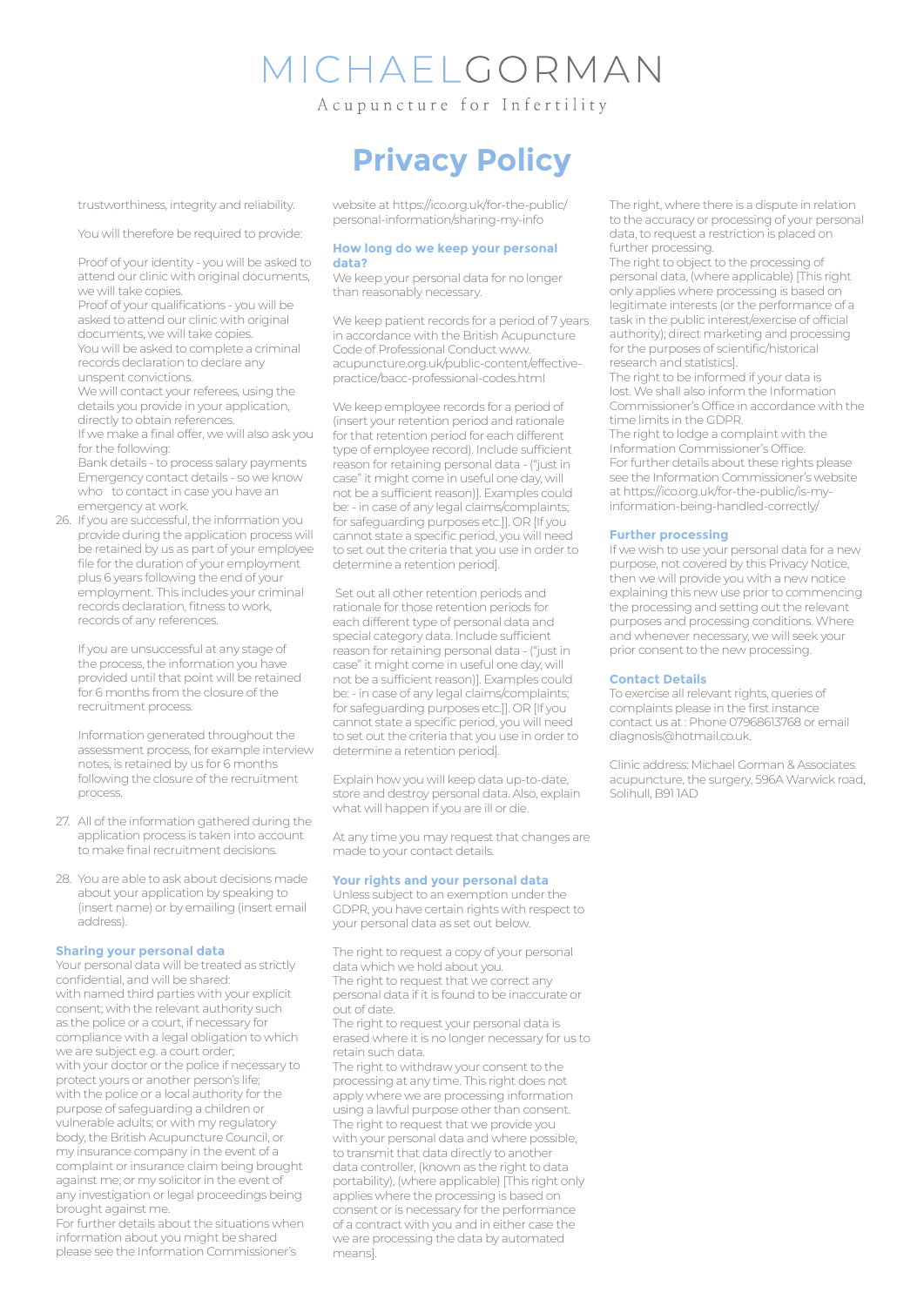# Privacy Policy

trustworthiness, integrity and reliability.

You will therefore be required to provide:

Proof of your identity - you will be asked to attend our clinic with original documents, we will take copies.
Proof of your qualifications - you will be asked to attend our clinic with original documents, we will take copies.
You will be asked to complete a criminal records declaration to declare any unspent convictions.
We will contact your referees, using the details you provide in your application, directly to obtain references.
If we make a final offer, we will also ask you for the following:
Bank details - to process salary payments
Emergency contact details - so we know who to contact in case you have an emergency at work.

26. If you are successful, the information you provide during the application process will be retained by us as part of your employee file for the duration of your employment plus 6 years following the end of your employment. This includes your criminal records declaration, fitness to work, records of any references.

    If you are unsuccessful at any stage of the process, the information you have provided until that point will be retained for 6 months from the closure of the recruitment process.

    Information generated throughout the assessment process, for example interview notes, is retained by us for 6 months following the closure of the recruitment process.

27. All of the information gathered during the application process is taken into account to make final recruitment decisions.

28. You are able to ask about decisions made about your application by speaking to (insert name) or by emailing (insert email address).

### Sharing your personal data

Your personal data will be treated as strictly confidential, and will be shared:
with named third parties with your explicit consent; with the relevant authority such as the police or a court, if necessary for compliance with a legal obligation to which we are subject e.g. a court order;
with your doctor or the police if necessary to protect yours or another person's life;
with the police or a local authority for the purpose of safeguarding a children or vulnerable adults; or with my regulatory body, the British Acupuncture Council, or my insurance company in the event of a complaint or insurance claim being brought against me; or my solicitor in the event of any investigation or legal proceedings being brought against me.
For further details about the situations when information about you might be shared please see the Information Commissioner's website at https://ico.org.uk/for-the-public/personal-information/sharing-my-info

### How long do we keep your personal data?

We keep your personal data for no longer than reasonably necessary.

We keep patient records for a period of 7 years in accordance with the British Acupuncture Code of Professional Conduct www.acupuncture.org.uk/public-content/effective-practice/bacc-professional-codes.html

We keep employee records for a period of (insert your retention period and rationale for that retention period for each different type of employee record). Include sufficient reason for retaining personal data - ("just in case" it might come in useful one day, will not be a sufficient reason)]. Examples could be: - in case of any legal claims/complaints; for safeguarding purposes etc.]]. OR [If you cannot state a specific period, you will need to set out the criteria that you use in order to determine a retention period].

Set out all other retention periods and rationale for those retention periods for each different type of personal data and special category data. Include sufficient reason for retaining personal data - ("just in case" it might come in useful one day, will not be a sufficient reason)]. Examples could be: - in case of any legal claims/complaints; for safeguarding purposes etc.]]. OR [If you cannot state a specific period, you will need to set out the criteria that you use in order to determine a retention period].

Explain how you will keep data up-to-date, store and destroy personal data. Also, explain what will happen if you are ill or die.

At any time you may request that changes are made to your contact details.

### Your rights and your personal data

Unless subject to an exemption under the GDPR, you have certain rights with respect to your personal data as set out below.

The right to request a copy of your personal data which we hold about you.
The right to request that we correct any personal data if it is found to be inaccurate or out of date.
The right to request your personal data is erased where it is no longer necessary for us to retain such data.
The right to withdraw your consent to the processing at any time. This right does not apply where we are processing information using a lawful purpose other than consent.
The right to request that we provide you with your personal data and where possible, to transmit that data directly to another data controller, (known as the right to data portability), (where applicable) [This right only applies where the processing is based on consent or is necessary for the performance of a contract with you and in either case the we are processing the data by automated means].
The right, where there is a dispute in relation to the accuracy or processing of your personal data, to request a restriction is placed on further processing.
The right to object to the processing of personal data, (where applicable) [This right only applies where processing is based on legitimate interests (or the performance of a task in the public interest/exercise of official authority); direct marketing and processing for the purposes of scientific/historical research and statistics].
The right to be informed if your data is lost. We shall also inform the Information Commissioner's Office in accordance with the time limits in the GDPR.
The right to lodge a complaint with the Information Commissioner's Office.
For further details about these rights please see the Information Commissioner's website at https://ico.org.uk/for-the-public/is-my-information-being-handled-correctly/

### Further processing

If we wish to use your personal data for a new purpose, not covered by this Privacy Notice, then we will provide you with a new notice explaining this new use prior to commencing the processing and setting out the relevant purposes and processing conditions. Where and whenever necessary, we will seek your prior consent to the new processing.

### Contact Details

To exercise all relevant rights, queries of complaints please in the first instance contact us at : Phone 07968613768 or email diagnosis@hotmail.co.uk.

Clinic address: Michael Gorman & Associates acupuncture, the surgery, 596A Warwick road, Solihull, B91 1AD